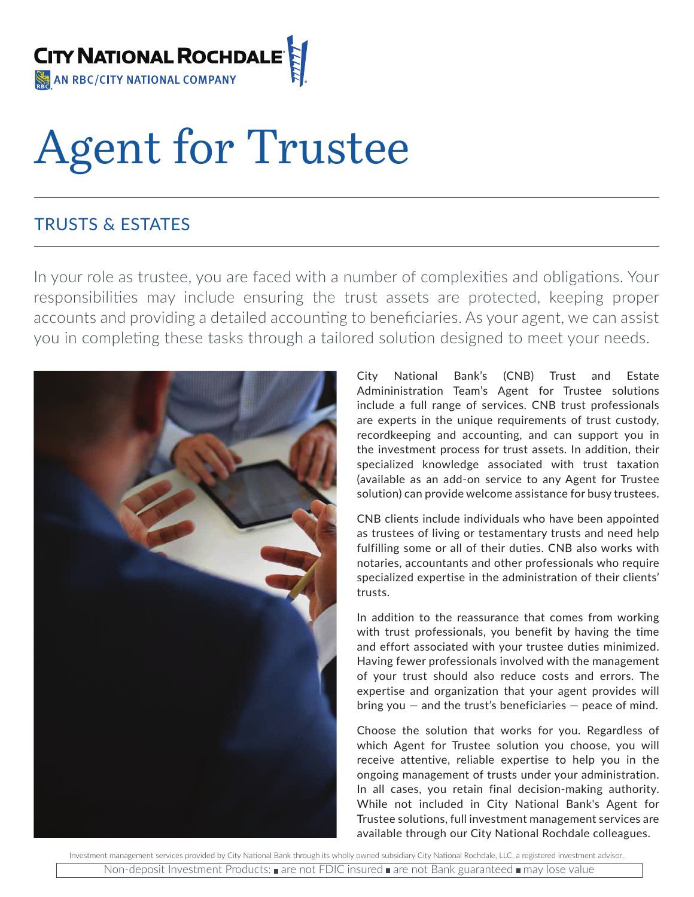CITY NATIONAL ROCHDALE
AN RBC/CITY NATIONAL COMPANY

# Agent for Trustee

## TRUSTS & ESTATES

In your role as trustee, you are faced with a number of complexities and obligations. Your responsibilities may include ensuring the trust assets are protected, keeping proper accounts and providing a detailed accounting to beneficiaries. As your agent, we can assist you in completing these tasks through a tailored solution designed to meet your needs.

City National Bank's (CNB) Trust and Estate Admininistration Team's Agent for Trustee solutions include a full range of services. CNB trust professionals are experts in the unique requirements of trust custody, recordkeeping and accounting, and can support you in the investment process for trust assets. In addition, their specialized knowledge associated with trust taxation (available as an add-on service to any Agent for Trustee solution) can provide welcome assistance for busy trustees.

CNB clients include individuals who have been appointed as trustees of living or testamentary trusts and need help fulfilling some or all of their duties. CNB also works with notaries, accountants and other professionals who require specialized expertise in the administration of their clients' trusts.

In addition to the reassurance that comes from working with trust professionals, you benefit by having the time and effort associated with your trustee duties minimized. Having fewer professionals involved with the management of your trust should also reduce costs and errors. The expertise and organization that your agent provides will bring you — and the trust's beneficiaries — peace of mind.

Choose the solution that works for you. Regardless of which Agent for Trustee solution you choose, you will receive attentive, reliable expertise to help you in the ongoing management of trusts under your administration. In all cases, you retain final decision-making authority. While not included in City National Bank's Agent for Trustee solutions, full investment management services are available through our City National Rochdale colleagues.

Investment management services provided by City National Bank through its wholly owned subsidiary City National Rochdale, LLC, a registered investment advisor.

Non-deposit Investment Products: ■ are not FDIC insured ■ are not Bank guaranteed ■ may lose value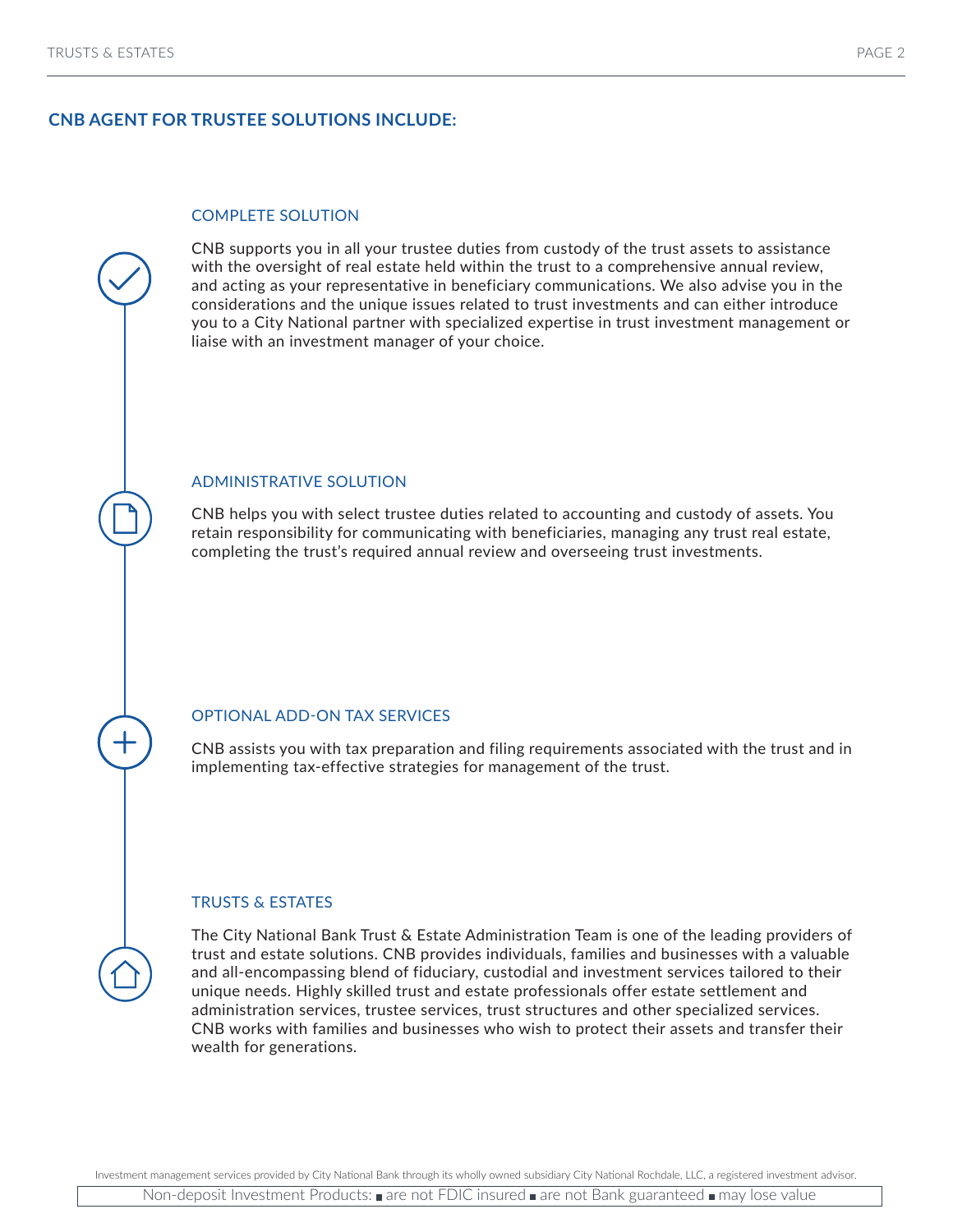## CNB AGENT FOR TRUSTEE SOLUTIONS INCLUDE:

### COMPLETE SOLUTION

CNB supports you in all your trustee duties from custody of the trust assets to assistance with the oversight of real estate held within the trust to a comprehensive annual review, and acting as your representative in beneficiary communications. We also advise you in the considerations and the unique issues related to trust investments and can either introduce you to a City National partner with specialized expertise in trust investment management or liaise with an investment manager of your choice.

### ADMINISTRATIVE SOLUTION

CNB helps you with select trustee duties related to accounting and custody of assets. You retain responsibility for communicating with beneficiaries, managing any trust real estate, completing the trust's required annual review and overseeing trust investments.

### OPTIONAL ADD-ON TAX SERVICES

CNB assists you with tax preparation and filing requirements associated with the trust and in implementing tax-effective strategies for management of the trust.

### TRUSTS & ESTATES

The City National Bank Trust & Estate Administration Team is one of the leading providers of trust and estate solutions. CNB provides individuals, families and businesses with a valuable and all-encompassing blend of fiduciary, custodial and investment services tailored to their unique needs. Highly skilled trust and estate professionals offer estate settlement and administration services, trustee services, trust structures and other specialized services. CNB works with families and businesses who wish to protect their assets and transfer their wealth for generations.

Investment management services provided by City National Bank through its wholly owned subsidiary City National Rochdale, LLC, a registered investment advisor.

Non-deposit Investment Products: ■ are not FDIC insured ■ are not Bank guaranteed ■ may lose value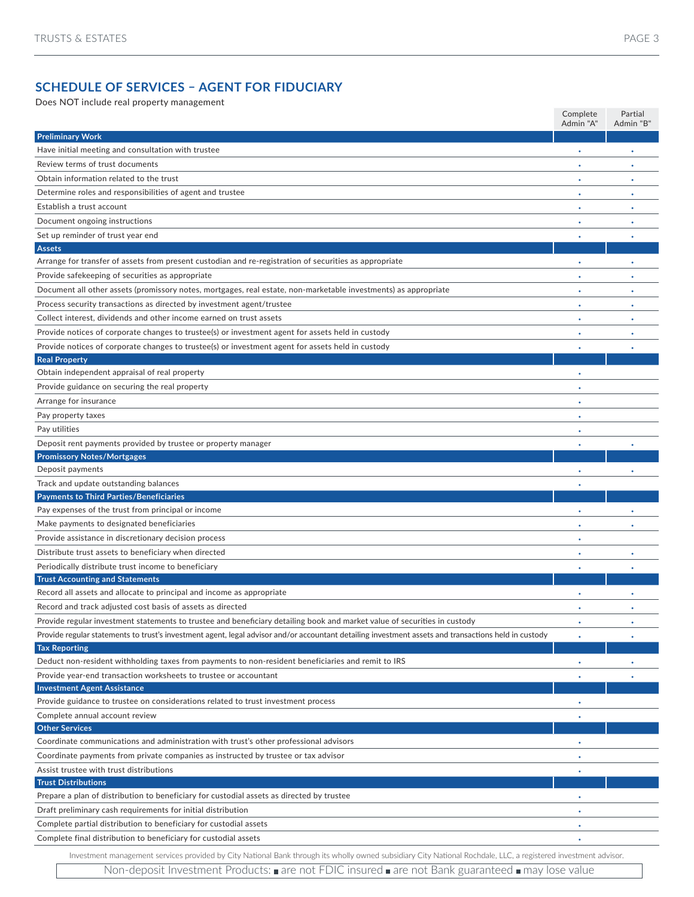## SCHEDULE OF SERVICES – AGENT FOR FIDUCIARY

Does NOT include real property management

| | Complete Admin "A" | Partial Admin "B" |
|---|---|---|
| **Preliminary Work** | | |
| Have initial meeting and consultation with trustee | • | • |
| Review terms of trust documents | • | • |
| Obtain information related to the trust | • | • |
| Determine roles and responsibilities of agent and trustee | • | • |
| Establish a trust account | • | • |
| Document ongoing instructions | • | • |
| Set up reminder of trust year end | • | • |
| **Assets** | | |
| Arrange for transfer of assets from present custodian and re-registration of securities as appropriate | • | • |
| Provide safekeeping of securities as appropriate | • | • |
| Document all other assets (promissory notes, mortgages, real estate, non-marketable investments) as appropriate | • | • |
| Process security transactions as directed by investment agent/trustee | • | • |
| Collect interest, dividends and other income earned on trust assets | • | • |
| Provide notices of corporate changes to trustee(s) or investment agent for assets held in custody | • | • |
| Provide notices of corporate changes to trustee(s) or investment agent for assets held in custody | • | • |
| **Real Property** | | |
| Obtain independent appraisal of real property | • | |
| Provide guidance on securing the real property | • | |
| Arrange for insurance | • | |
| Pay property taxes | • | |
| Pay utilities | • | |
| Deposit rent payments provided by trustee or property manager | • | • |
| **Promissory Notes/Mortgages** | | |
| Deposit payments | • | • |
| Track and update outstanding balances | • | |
| **Payments to Third Parties/Beneficiaries** | | |
| Pay expenses of the trust from principal or income | • | • |
| Make payments to designated beneficiaries | • | • |
| Provide assistance in discretionary decision process | • | |
| Distribute trust assets to beneficiary when directed | • | • |
| Periodically distribute trust income to beneficiary | • | • |
| **Trust Accounting and Statements** | | |
| Record all assets and allocate to principal and income as appropriate | • | • |
| Record and track adjusted cost basis of assets as directed | • | • |
| Provide regular investment statements to trustee and beneficiary detailing book and market value of securities in custody | • | • |
| Provide regular statements to trust's investment agent, legal advisor and/or accountant detailing investment assets and transactions held in custody | • | • |
| **Tax Reporting** | | |
| Deduct non-resident withholding taxes from payments to non-resident beneficiaries and remit to IRS | • | • |
| Provide year-end transaction worksheets to trustee or accountant | • | • |
| **Investment Agent Assistance** | | |
| Provide guidance to trustee on considerations related to trust investment process | • | |
| Complete annual account review | • | |
| **Other Services** | | |
| Coordinate communications and administration with trust's other professional advisors | • | |
| Coordinate payments from private companies as instructed by trustee or tax advisor | • | |
| Assist trustee with trust distributions | • | |
| **Trust Distributions** | | |
| Prepare a plan of distribution to beneficiary for custodial assets as directed by trustee | • | |
| Draft preliminary cash requirements for initial distribution | • | |
| Complete partial distribution to beneficiary for custodial assets | • | |
| Complete final distribution to beneficiary for custodial assets | • | |

Investment management services provided by City National Bank through its wholly owned subsidiary City National Rochdale, LLC, a registered investment advisor.

Non-deposit Investment Products: ■ are not FDIC insured ■ are not Bank guaranteed ■ may lose value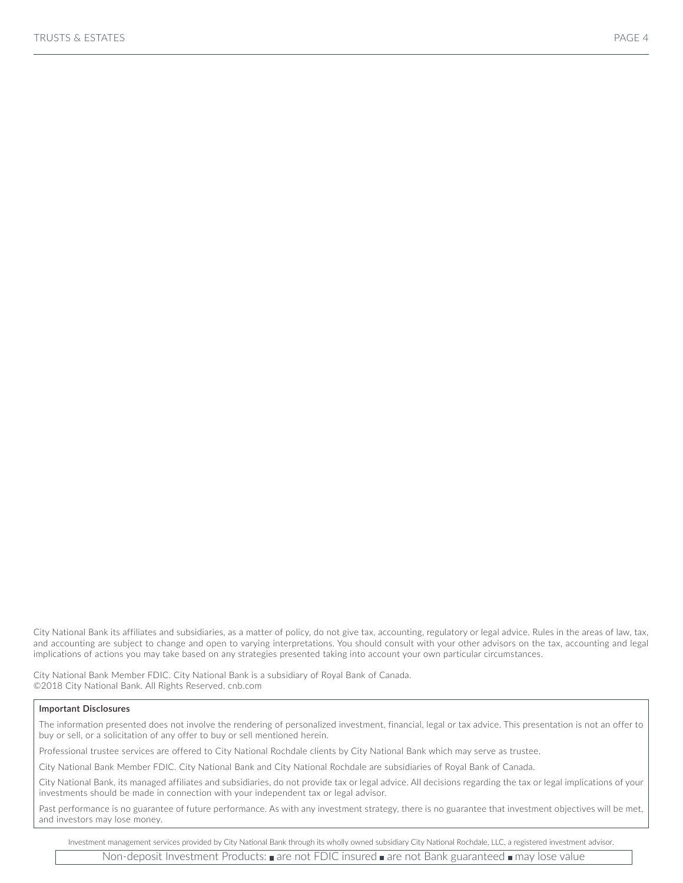City National Bank its affiliates and subsidiaries, as a matter of policy, do not give tax, accounting, regulatory or legal advice. Rules in the areas of law, tax, and accounting are subject to change and open to varying interpretations. You should consult with your other advisors on the tax, accounting and legal implications of actions you may take based on any strategies presented taking into account your own particular circumstances.

City National Bank Member FDIC. City National Bank is a subsidiary of Royal Bank of Canada.
©2018 City National Bank. All Rights Reserved. cnb.com

**Important Disclosures**

The information presented does not involve the rendering of personalized investment, financial, legal or tax advice. This presentation is not an offer to buy or sell, or a solicitation of any offer to buy or sell mentioned herein.

Professional trustee services are offered to City National Rochdale clients by City National Bank which may serve as trustee.

City National Bank Member FDIC. City National Bank and City National Rochdale are subsidiaries of Royal Bank of Canada.

City National Bank, its managed affiliates and subsidiaries, do not provide tax or legal advice. All decisions regarding the tax or legal implications of your investments should be made in connection with your independent tax or legal advisor.

Past performance is no guarantee of future performance. As with any investment strategy, there is no guarantee that investment objectives will be met, and investors may lose money.

Investment management services provided by City National Bank through its wholly owned subsidiary City National Rochdale, LLC, a registered investment advisor.

Non-deposit Investment Products: ■ are not FDIC insured ■ are not Bank guaranteed ■ may lose value